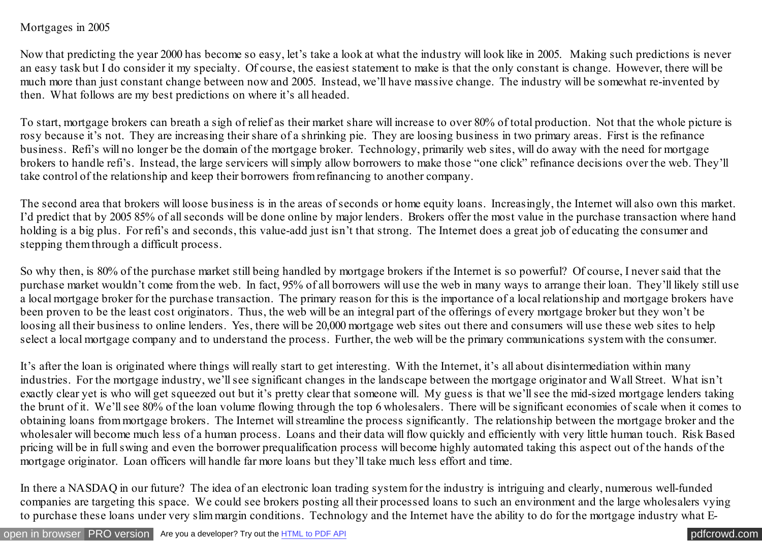Mortgages in 2005

Now that predicting the year 2000 has become so easy, let's take a look at what the industry will look like in 2005. Making such predictions is never an easy task but I do consider it my specialty. Of course, the easiest statement to make is that the only constant is change. However, there will be much more than just constant change between now and 2005. Instead, we'll have massive change. The industry will be somewhat re-invented by then. What follows are my best predictions on where it's all headed.

To start, mortgage brokers can breath a sigh of relief as their market share will increase to over 80% of total production. Not that the whole picture is rosy because it's not. They are increasing their share of a shrinking pie. They are loosing business in two primary areas. First is the refinance business. Refi's will no longer be the domain of the mortgage broker. Technology, primarily web sites, will do away with the need for mortgage brokers to handle refi's. Instead, the large servicers will simply allow borrowers to make those "one click" refinance decisions over the web. They'll take control of the relationship and keep their borrowers from refinancing to another company.

The second area that brokers will loose business is in the areas of seconds or home equity loans. Increasingly, the Internet will also own this market. I'd predict that by 2005 85% of all seconds will be done online by major lenders. Brokers offer the most value in the purchase transaction where hand holding is a big plus. For refi's and seconds, this value-add just isn't that strong. The Internet does a great job of educating the consumer and stepping them through a difficult process.

So why then, is 80% of the purchase market still being handled by mortgage brokers if the Internet is so powerful? Of course, I never said that the purchase market wouldn't come from the web. In fact, 95% of all borrowers will use the web in many ways to arrange their loan. They'll likely still use a local mortgage broker for the purchase transaction. The primary reason for this is the importance of a local relationship and mortgage brokers have been proven to be the least cost originators. Thus, the web will be an integral part of the offerings of every mortgage broker but they won't be loosing all their business to online lenders. Yes, there will be 20,000 mortgage web sites out there and consumers will use these web sites to help select a local mortgage company and to understand the process. Further, the web will be the primary communications system with the consumer.

It's after the loan is originated where things will really start to get interesting. With the Internet, it's all about disintermediation within many industries. For the mortgage industry, we'll see significant changes in the landscape between the mortgage originator and Wall Street. What isn't exactly clear yet is who will get squeezed out but it's pretty clear that someone will. My guess is that we'll see the mid-sized mortgage lenders taking the brunt of it. We'll see 80% of the loan volume flowing through the top 6 wholesalers. There will be significant economies of scale when it comes to obtaining loans from mortgage brokers. The Internet will streamline the process significantly. The relationship between the mortgage broker and the wholesaler will become much less of a human process. Loans and their data will flow quickly and efficiently with very little human touch. Risk Based pricing will be in full swing and even the borrower prequalification process will become highly automated taking this aspect out of the hands of the mortgage originator. Loan officers will handle far more loans but they'll take much less effort and time.

In there a NASDAQ in our future? The idea of an electronic loan trading system for the industry is intriguing and clearly, numerous well-funded companies are targeting this space. We could see brokers posting all their processed loans to such an environment and the large wholesalers vying to purchase these loans under very slim margin conditions. Technology and the Internet have the ability to do for the mortgage industry what E-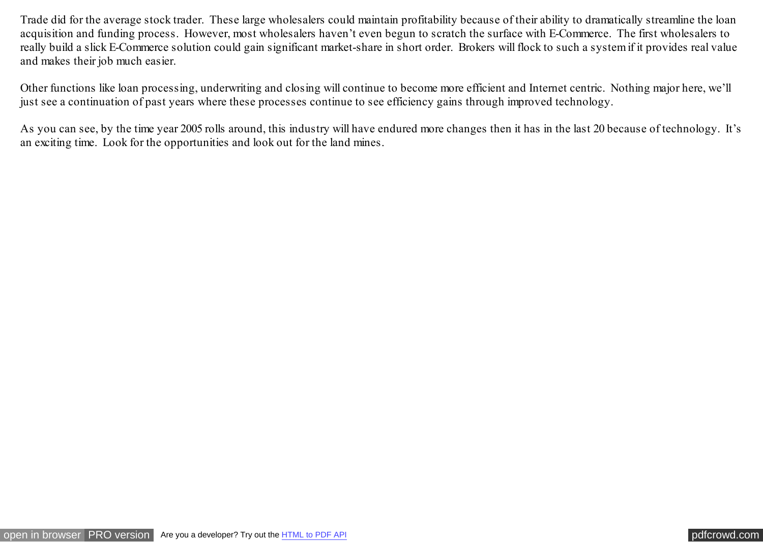Trade did for the average stock trader. These large wholesalers could maintain profitability because of their ability to dramatically streamline the loan acquisition and funding process. However, most wholesalers haven't even begun to scratch the surface with E-Commerce. The first wholesalers to really build a slick E-Commerce solution could gain significant market-share in short order. Brokers will flock to such a system if it provides real value and makes their job much easier.

Other functions like loan processing, underwriting and closing will continue to become more efficient and Internet centric. Nothing major here, we'll just see a continuation of past years where these processes continue to see efficiency gains through improved technology.

As you can see, by the time year 2005 rolls around, this industry will have endured more changes then it has in the last 20 because of technology. It's an exciting time. Look for the opportunities and look out for the land mines.